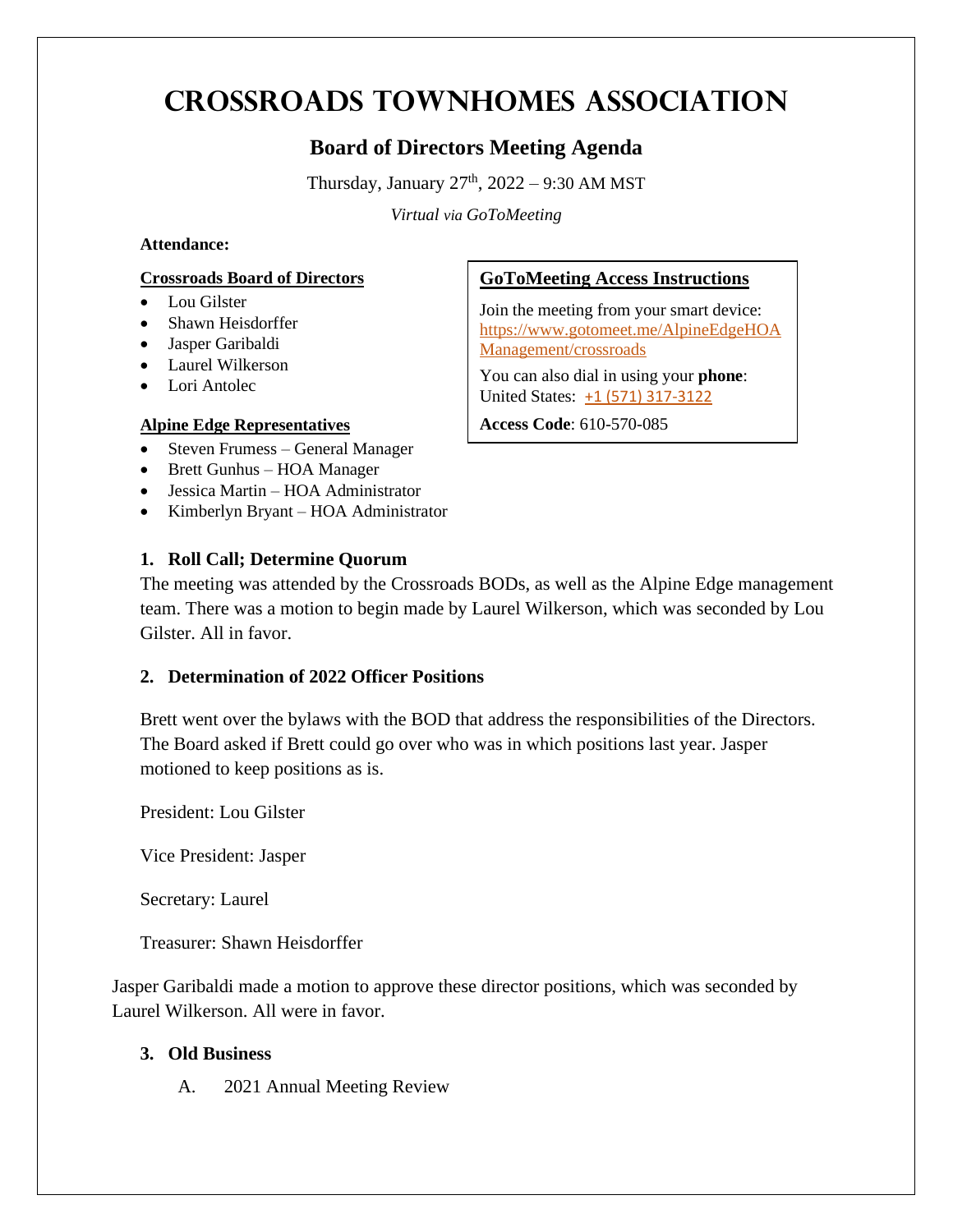# Crossroads Townhomes Association

## Board of Directors Meeting Agenda

Thursday, January 27th, 2022 – 9:30 AM MST

*Virtual via GoToMeeting*

**Attendance:**

**Crossroads Board of Directors**

- Lou Gilster
- Shawn Heisdorffer
- Jasper Garibaldi
- Laurel Wilkerson
- Lori Antolec

**Alpine Edge Representatives**

- Steven Frumess – General Manager
- Brett Gunhus – HOA Manager
- Jessica Martin – HOA Administrator
- Kimberlyn Bryant – HOA Administrator

**GoToMeeting Access Instructions**

Join the meeting from your smart device: https://www.gotomeet.me/AlpineEdgeHOAManagement/crossroads

You can also dial in using your **phone**: United States: +1 (571) 317-3122

**Access Code**: 610-570-085

### 1. Roll Call; Determine Quorum

The meeting was attended by the Crossroads BODs, as well as the Alpine Edge management team. There was a motion to begin made by Laurel Wilkerson, which was seconded by Lou Gilster. All in favor.

### 2. Determination of 2022 Officer Positions

Brett went over the bylaws with the BOD that address the responsibilities of the Directors. The Board asked if Brett could go over who was in which positions last year. Jasper motioned to keep positions as is.

President: Lou Gilster

Vice President: Jasper

Secretary: Laurel

Treasurer: Shawn Heisdorffer

Jasper Garibaldi made a motion to approve these director positions, which was seconded by Laurel Wilkerson. All were in favor.

### 3. Old Business

A. 2021 Annual Meeting Review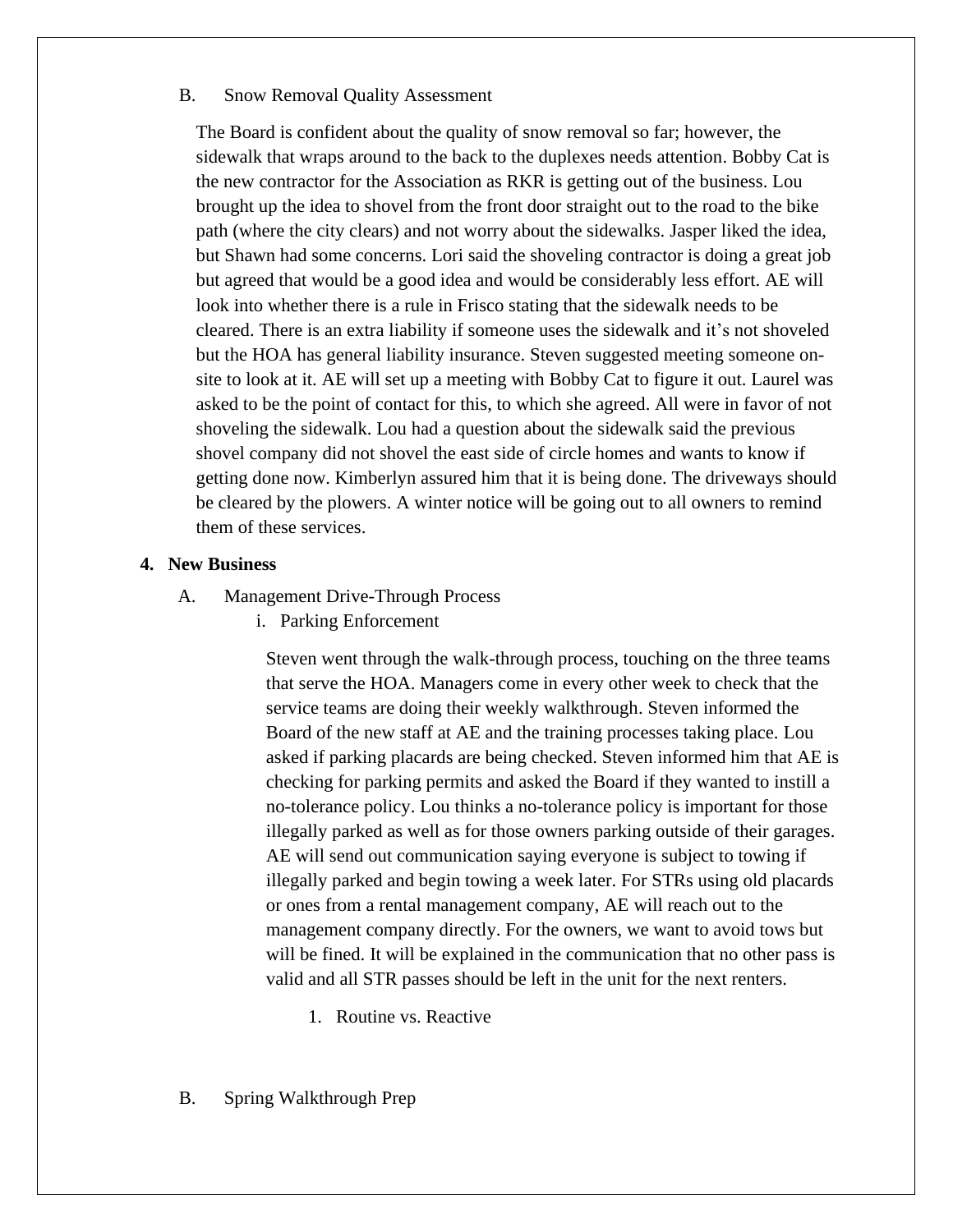B. Snow Removal Quality Assessment

The Board is confident about the quality of snow removal so far; however, the sidewalk that wraps around to the back to the duplexes needs attention. Bobby Cat is the new contractor for the Association as RKR is getting out of the business. Lou brought up the idea to shovel from the front door straight out to the road to the bike path (where the city clears) and not worry about the sidewalks. Jasper liked the idea, but Shawn had some concerns. Lori said the shoveling contractor is doing a great job but agreed that would be a good idea and would be considerably less effort. AE will look into whether there is a rule in Frisco stating that the sidewalk needs to be cleared. There is an extra liability if someone uses the sidewalk and it's not shoveled but the HOA has general liability insurance. Steven suggested meeting someone on-site to look at it. AE will set up a meeting with Bobby Cat to figure it out. Laurel was asked to be the point of contact for this, to which she agreed. All were in favor of not shoveling the sidewalk. Lou had a question about the sidewalk said the previous shovel company did not shovel the east side of circle homes and wants to know if getting done now. Kimberlyn assured him that it is being done. The driveways should be cleared by the plowers. A winter notice will be going out to all owners to remind them of these services.

**4. New Business**

A. Management Drive-Through Process

i. Parking Enforcement

Steven went through the walk-through process, touching on the three teams that serve the HOA. Managers come in every other week to check that the service teams are doing their weekly walkthrough. Steven informed the Board of the new staff at AE and the training processes taking place. Lou asked if parking placards are being checked. Steven informed him that AE is checking for parking permits and asked the Board if they wanted to instill a no-tolerance policy. Lou thinks a no-tolerance policy is important for those illegally parked as well as for those owners parking outside of their garages. AE will send out communication saying everyone is subject to towing if illegally parked and begin towing a week later. For STRs using old placards or ones from a rental management company, AE will reach out to the management company directly. For the owners, we want to avoid tows but will be fined. It will be explained in the communication that no other pass is valid and all STR passes should be left in the unit for the next renters.

1. Routine vs. Reactive

B. Spring Walkthrough Prep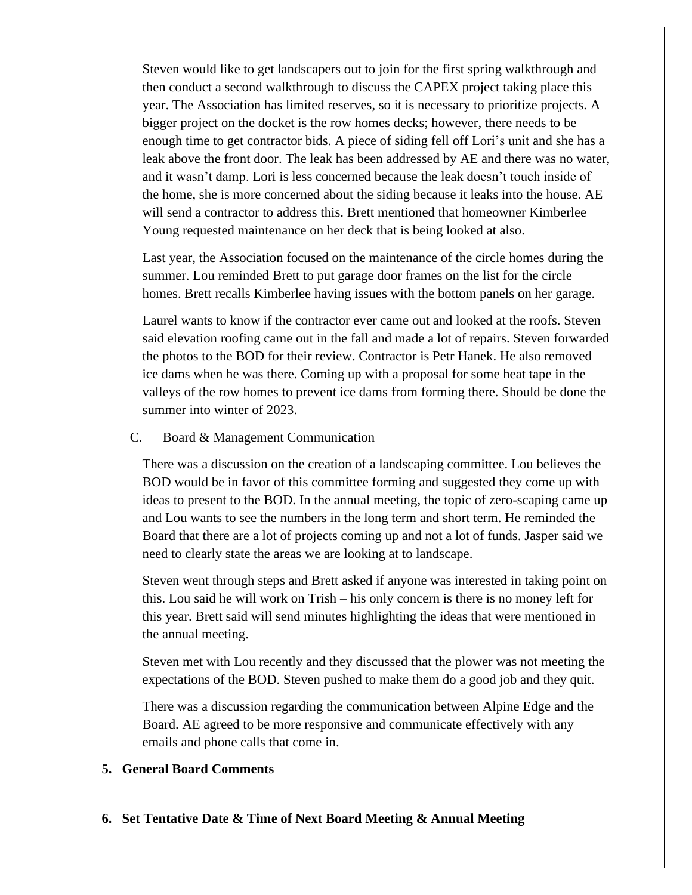Steven would like to get landscapers out to join for the first spring walkthrough and then conduct a second walkthrough to discuss the CAPEX project taking place this year. The Association has limited reserves, so it is necessary to prioritize projects. A bigger project on the docket is the row homes decks; however, there needs to be enough time to get contractor bids. A piece of siding fell off Lori's unit and she has a leak above the front door. The leak has been addressed by AE and there was no water, and it wasn't damp. Lori is less concerned because the leak doesn't touch inside of the home, she is more concerned about the siding because it leaks into the house. AE will send a contractor to address this. Brett mentioned that homeowner Kimberlee Young requested maintenance on her deck that is being looked at also.

Last year, the Association focused on the maintenance of the circle homes during the summer. Lou reminded Brett to put garage door frames on the list for the circle homes. Brett recalls Kimberlee having issues with the bottom panels on her garage.

Laurel wants to know if the contractor ever came out and looked at the roofs. Steven said elevation roofing came out in the fall and made a lot of repairs. Steven forwarded the photos to the BOD for their review. Contractor is Petr Hanek. He also removed ice dams when he was there. Coming up with a proposal for some heat tape in the valleys of the row homes to prevent ice dams from forming there. Should be done the summer into winter of 2023.

C. Board & Management Communication

There was a discussion on the creation of a landscaping committee. Lou believes the BOD would be in favor of this committee forming and suggested they come up with ideas to present to the BOD. In the annual meeting, the topic of zero-scaping came up and Lou wants to see the numbers in the long term and short term. He reminded the Board that there are a lot of projects coming up and not a lot of funds. Jasper said we need to clearly state the areas we are looking at to landscape.

Steven went through steps and Brett asked if anyone was interested in taking point on this. Lou said he will work on Trish – his only concern is there is no money left for this year. Brett said will send minutes highlighting the ideas that were mentioned in the annual meeting.

Steven met with Lou recently and they discussed that the plower was not meeting the expectations of the BOD. Steven pushed to make them do a good job and they quit.

There was a discussion regarding the communication between Alpine Edge and the Board. AE agreed to be more responsive and communicate effectively with any emails and phone calls that come in.

**5. General Board Comments**

**6. Set Tentative Date & Time of Next Board Meeting & Annual Meeting**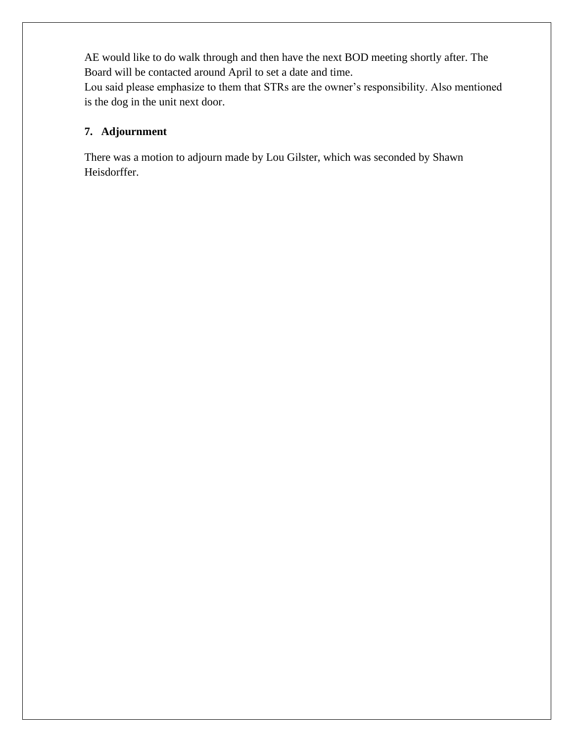AE would like to do walk through and then have the next BOD meeting shortly after. The Board will be contacted around April to set a date and time.
Lou said please emphasize to them that STRs are the owner's responsibility. Also mentioned is the dog in the unit next door.

**7. Adjournment**

There was a motion to adjourn made by Lou Gilster, which was seconded by Shawn Heisdorffer.